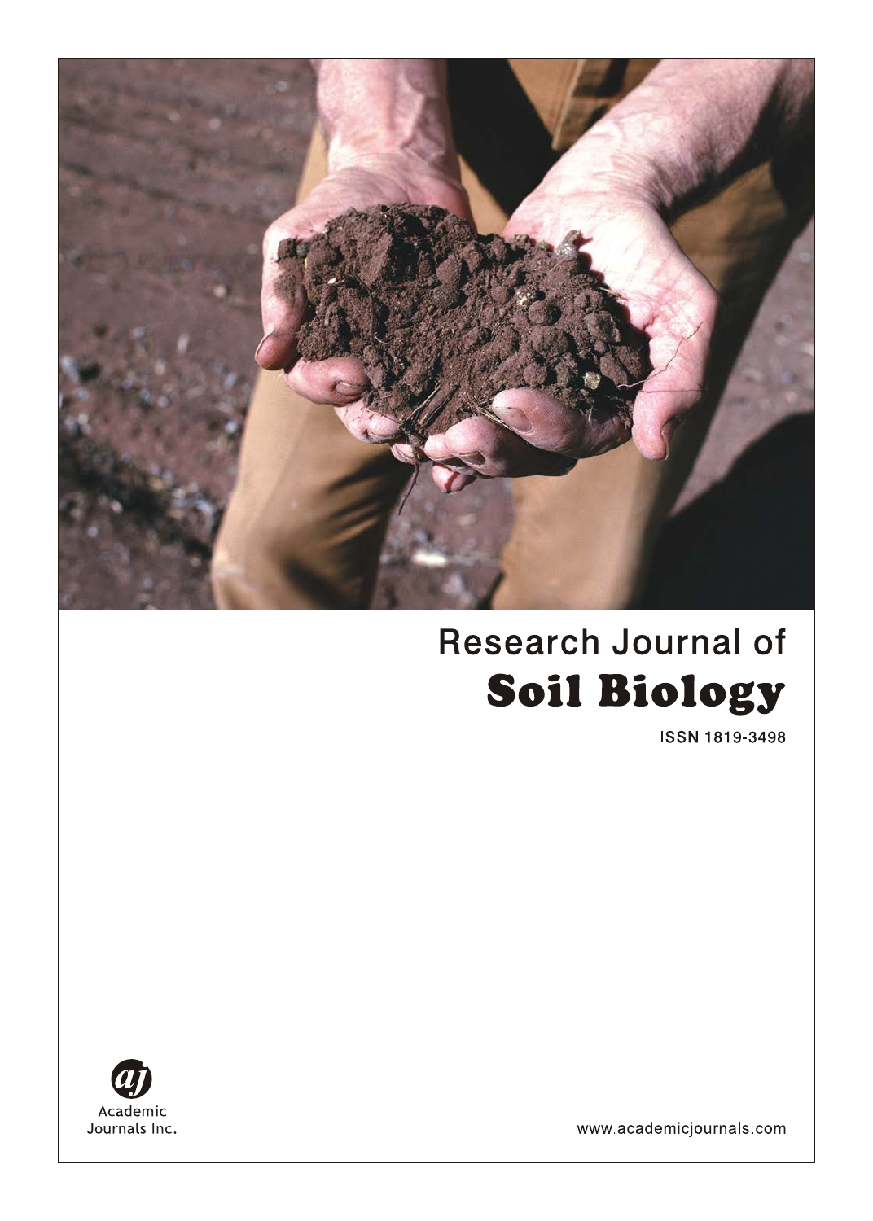# Research Journal of
# **Soil Biology**

ISSN 1819-3498

Academic Journals Inc.

www.academicjournals.com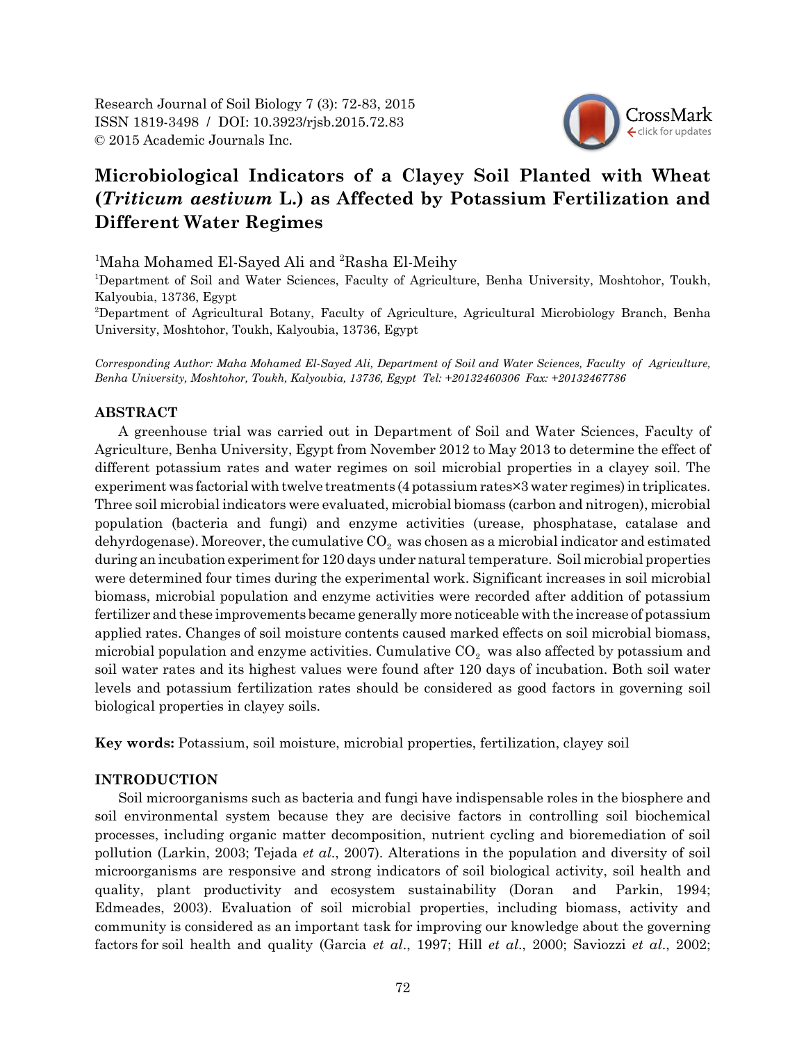# Microbiological Indicators of a Clayey Soil Planted with Wheat (*Triticum aestivum* L.) as Affected by Potassium Fertilization and Different Water Regimes

[1]Maha Mohamed El-Sayed Ali and [2]Rasha El-Meihy

[1]Department of Soil and Water Sciences, Faculty of Agriculture, Benha University, Moshtohor, Toukh, Kalyoubia, 13736, Egypt

[2]Department of Agricultural Botany, Faculty of Agriculture, Agricultural Microbiology Branch, Benha University, Moshtohor, Toukh, Kalyoubia, 13736, Egypt

*Corresponding Author: Maha Mohamed El-Sayed Ali, Department of Soil and Water Sciences, Faculty of Agriculture, Benha University, Moshtohor, Toukh, Kalyoubia, 13736, Egypt Tel: +20132460306 Fax: +20132467786*

## ABSTRACT

A greenhouse trial was carried out in Department of Soil and Water Sciences, Faculty of Agriculture, Benha University, Egypt from November 2012 to May 2013 to determine the effect of different potassium rates and water regimes on soil microbial properties in a clayey soil. The experiment was factorial with twelve treatments (4 potassium rates×3 water regimes) in triplicates. Three soil microbial indicators were evaluated, microbial biomass (carbon and nitrogen), microbial population (bacteria and fungi) and enzyme activities (urease, phosphatase, catalase and dehyrdogenase). Moreover, the cumulative $CO_2$ was chosen as a microbial indicator and estimated during an incubation experiment for 120 days under natural temperature. Soil microbial properties were determined four times during the experimental work. Significant increases in soil microbial biomass, microbial population and enzyme activities were recorded after addition of potassium fertilizer and these improvements became generally more noticeable with the increase of potassium applied rates. Changes of soil moisture contents caused marked effects on soil microbial biomass, microbial population and enzyme activities. Cumulative $CO_2$ was also affected by potassium and soil water rates and its highest values were found after 120 days of incubation. Both soil water levels and potassium fertilization rates should be considered as good factors in governing soil biological properties in clayey soils.

**Key words:** Potassium, soil moisture, microbial properties, fertilization, clayey soil

## INTRODUCTION

Soil microorganisms such as bacteria and fungi have indispensable roles in the biosphere and soil environmental system because they are decisive factors in controlling soil biochemical processes, including organic matter decomposition, nutrient cycling and bioremediation of soil pollution (Larkin, 2003; Tejada *et al*., 2007). Alterations in the population and diversity of soil microorganisms are responsive and strong indicators of soil biological activity, soil health and quality, plant productivity and ecosystem sustainability (Doran and Parkin, 1994; Edmeades, 2003). Evaluation of soil microbial properties, including biomass, activity and community is considered as an important task for improving our knowledge about the governing factors for soil health and quality (Garcia *et al*., 1997; Hill *et al*., 2000; Saviozzi *et al*., 2002;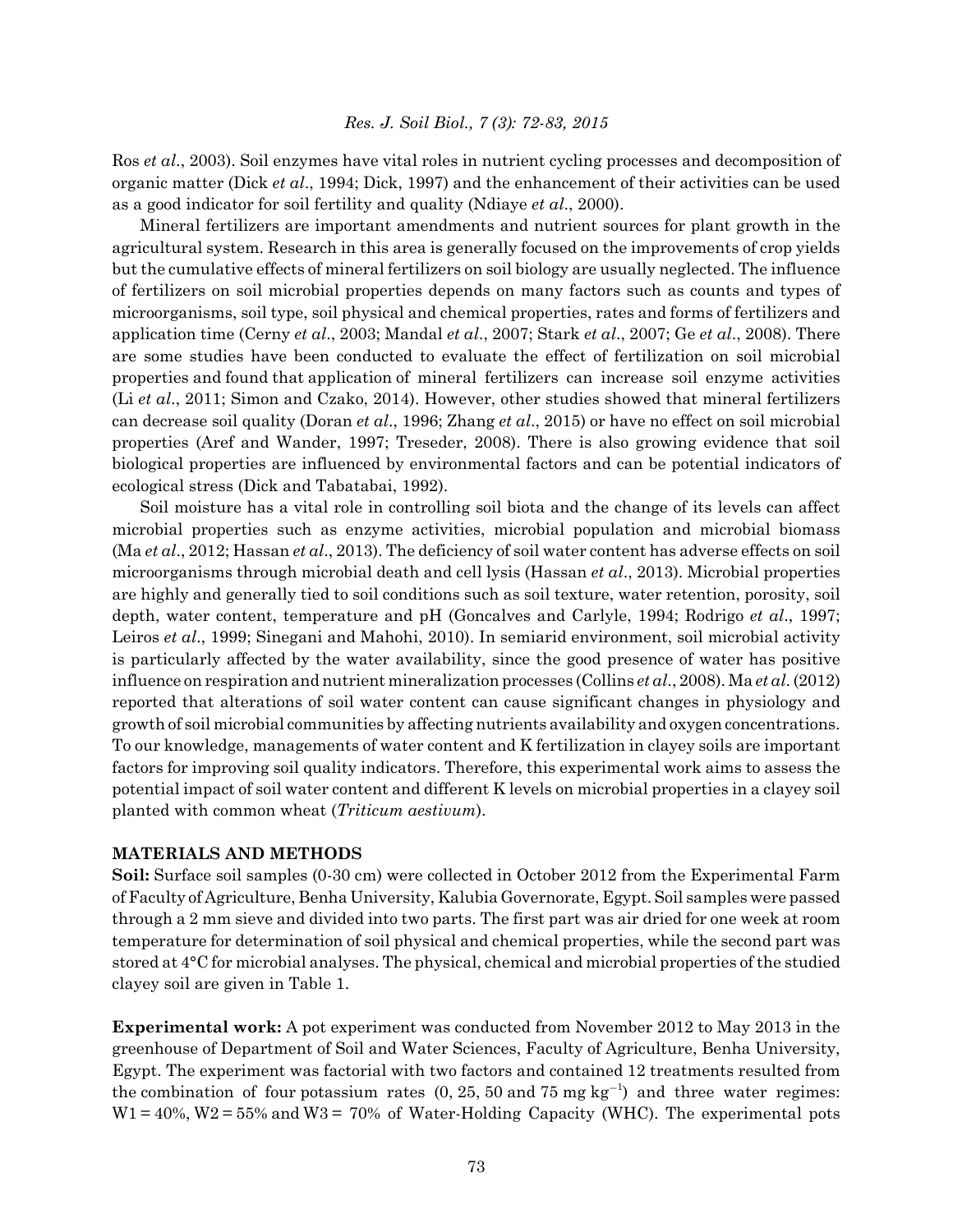Ros *et al*., 2003). Soil enzymes have vital roles in nutrient cycling processes and decomposition of organic matter (Dick *et al*., 1994; Dick, 1997) and the enhancement of their activities can be used as a good indicator for soil fertility and quality (Ndiaye *et al*., 2000).

Mineral fertilizers are important amendments and nutrient sources for plant growth in the agricultural system. Research in this area is generally focused on the improvements of crop yields but the cumulative effects of mineral fertilizers on soil biology are usually neglected. The influence of fertilizers on soil microbial properties depends on many factors such as counts and types of microorganisms, soil type, soil physical and chemical properties, rates and forms of fertilizers and application time (Cerny *et al*., 2003; Mandal *et al*., 2007; Stark *et al*., 2007; Ge *et al*., 2008). There are some studies have been conducted to evaluate the effect of fertilization on soil microbial properties and found that application of mineral fertilizers can increase soil enzyme activities (Li *et al*., 2011; Simon and Czako, 2014). However, other studies showed that mineral fertilizers can decrease soil quality (Doran *et al*., 1996; Zhang *et al*., 2015) or have no effect on soil microbial properties (Aref and Wander, 1997; Treseder, 2008). There is also growing evidence that soil biological properties are influenced by environmental factors and can be potential indicators of ecological stress (Dick and Tabatabai, 1992).

Soil moisture has a vital role in controlling soil biota and the change of its levels can affect microbial properties such as enzyme activities, microbial population and microbial biomass (Ma *et al*., 2012; Hassan *et al*., 2013). The deficiency of soil water content has adverse effects on soil microorganisms through microbial death and cell lysis (Hassan *et al*., 2013). Microbial properties are highly and generally tied to soil conditions such as soil texture, water retention, porosity, soil depth, water content, temperature and pH (Goncalves and Carlyle, 1994; Rodrigo *et al*., 1997; Leiros *et al*., 1999; Sinegani and Mahohi, 2010). In semiarid environment, soil microbial activity is particularly affected by the water availability, since the good presence of water has positive influence on respiration and nutrient mineralization processes (Collins *et al*., 2008). Ma *et al*. (2012) reported that alterations of soil water content can cause significant changes in physiology and growth of soil microbial communities by affecting nutrients availability and oxygen concentrations. To our knowledge, managements of water content and K fertilization in clayey soils are important factors for improving soil quality indicators. Therefore, this experimental work aims to assess the potential impact of soil water content and different K levels on microbial properties in a clayey soil planted with common wheat (*Triticum aestivum*).

## MATERIALS AND METHODS

**Soil:** Surface soil samples (0-30 cm) were collected in October 2012 from the Experimental Farm of Faculty of Agriculture, Benha University, Kalubia Governorate, Egypt. Soil samples were passed through a 2 mm sieve and divided into two parts. The first part was air dried for one week at room temperature for determination of soil physical and chemical properties, while the second part was stored at 4°C for microbial analyses. The physical, chemical and microbial properties of the studied clayey soil are given in Table 1.

**Experimental work:** A pot experiment was conducted from November 2012 to May 2013 in the greenhouse of Department of Soil and Water Sciences, Faculty of Agriculture, Benha University, Egypt. The experiment was factorial with two factors and contained 12 treatments resulted from the combination of four potassium rates (0, 25, 50 and 75 mg $kg^{-1}$) and three water regimes: W1 = 40%, W2 = 55% and W3 = 70% of Water-Holding Capacity (WHC). The experimental pots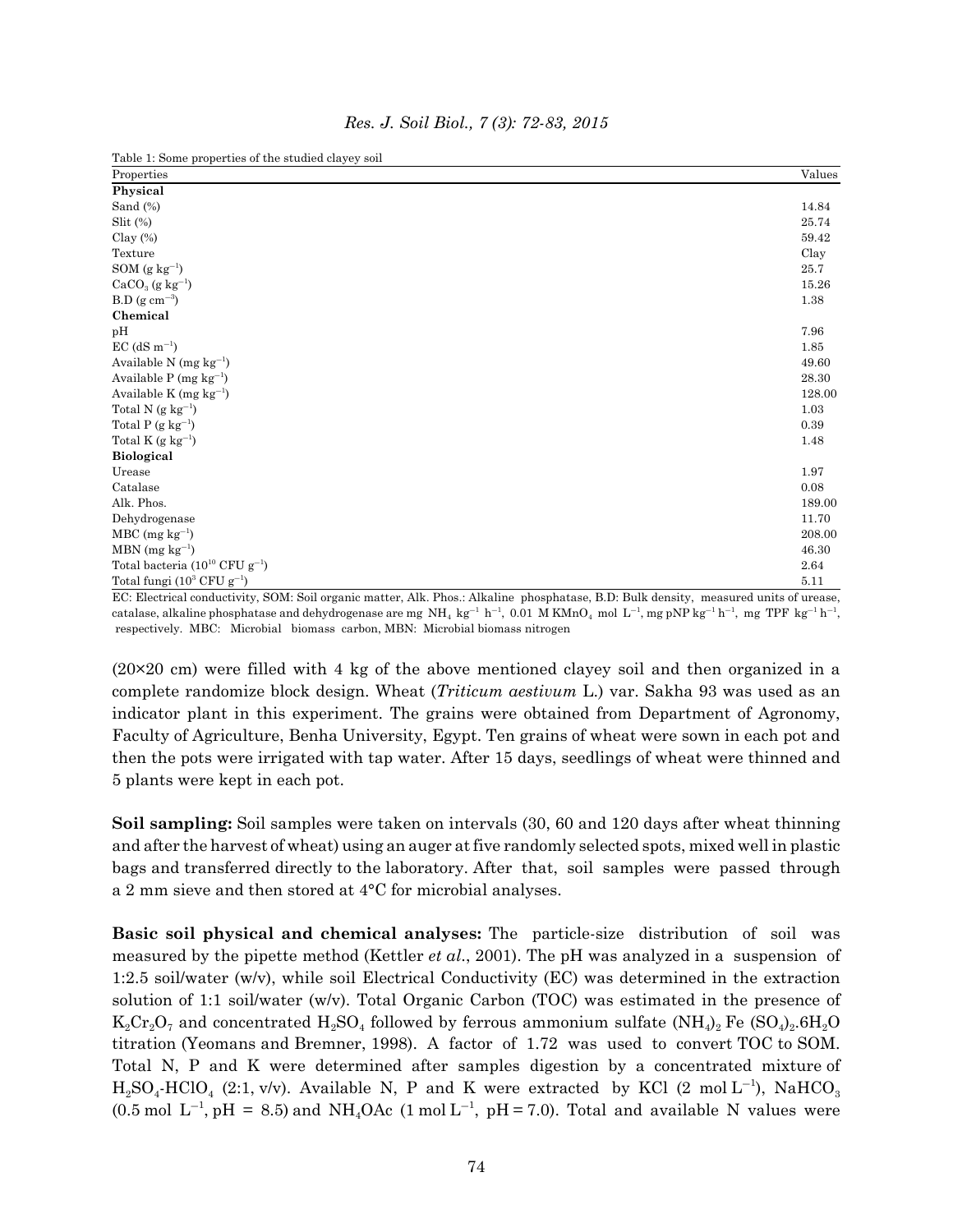Table 1: Some properties of the studied clayey soil

| Properties | Values |
|---|---|
| **Physical** | |
| Sand (%) | 14.84 |
| Slit (%) | 25.74 |
| Clay (%) | 59.42 |
| Texture | Clay |
| SOM (g $kg^{-1}$) | 25.7 |
| $CaCO_3$ (g $kg^{-1}$) | 15.26 |
| B.D (g $cm^{-3}$) | 1.38 |
| **Chemical** | |
| pH | 7.96 |
| EC (dS $m^{-1}$) | 1.85 |
| Available N (mg $kg^{-1}$) | 49.60 |
| Available P (mg $kg^{-1}$) | 28.30 |
| Available K (mg $kg^{-1}$) | 128.00 |
| Total N (g $kg^{-1}$) | 1.03 |
| Total P (g $kg^{-1}$) | 0.39 |
| Total K (g $kg^{-1}$) | 1.48 |
| **Biological** | |
| Urease | 1.97 |
| Catalase | 0.08 |
| Alk. Phos. | 189.00 |
| Dehydrogenase | 11.70 |
| MBC (mg $kg^{-1}$) | 208.00 |
| MBN (mg $kg^{-1}$) | 46.30 |
| Total bacteria ($10^{10}$ CFU $g^{-1}$) | 2.64 |
| Total fungi ($10^{3}$ CFU $g^{-1}$) | 5.11 |

EC: Electrical conductivity, SOM: Soil organic matter, Alk. Phos.: Alkaline phosphatase, B.D: Bulk density, measured units of urease, catalase, alkaline phosphatase and dehydrogenase are mg $NH_4$ $kg^{-1}$ $h^{-1}$, 0.01 M $KMnO_4$ mol $L^{-1}$, mg pNP $kg^{-1}$ $h^{-1}$, mg TPF $kg^{-1}$ $h^{-1}$, respectively. MBC: Microbial biomass carbon, MBN: Microbial biomass nitrogen

(20×20 cm) were filled with 4 kg of the above mentioned clayey soil and then organized in a complete randomize block design. Wheat (*Triticum aestivum* L.) var. Sakha 93 was used as an indicator plant in this experiment. The grains were obtained from Department of Agronomy, Faculty of Agriculture, Benha University, Egypt. Ten grains of wheat were sown in each pot and then the pots were irrigated with tap water. After 15 days, seedlings of wheat were thinned and 5 plants were kept in each pot.

**Soil sampling:** Soil samples were taken on intervals (30, 60 and 120 days after wheat thinning and after the harvest of wheat) using an auger at five randomly selected spots, mixed well in plastic bags and transferred directly to the laboratory. After that, soil samples were passed through a 2 mm sieve and then stored at 4°C for microbial analyses.

**Basic soil physical and chemical analyses:** The particle-size distribution of soil was measured by the pipette method (Kettler *et al*., 2001). The pH was analyzed in a suspension of 1:2.5 soil/water (w/v), while soil Electrical Conductivity (EC) was determined in the extraction solution of 1:1 soil/water (w/v). Total Organic Carbon (TOC) was estimated in the presence of $K_2Cr_2O_7$ and concentrated $H_2SO_4$ followed by ferrous ammonium sulfate $(NH_4)_2Fe(SO_4)_2.6H_2O$ titration (Yeomans and Bremner, 1998). A factor of 1.72 was used to convert TOC to SOM. Total N, P and K were determined after samples digestion by a concentrated mixture of $H_2SO_4$-$HClO_4$ (2:1, v/v). Available N, P and K were extracted by KCl (2 mol $L^{-1}$), $NaHCO_3$ (0.5 mol $L^{-1}$, pH = 8.5) and $NH_4OAc$ (1 mol $L^{-1}$, pH = 7.0). Total and available N values were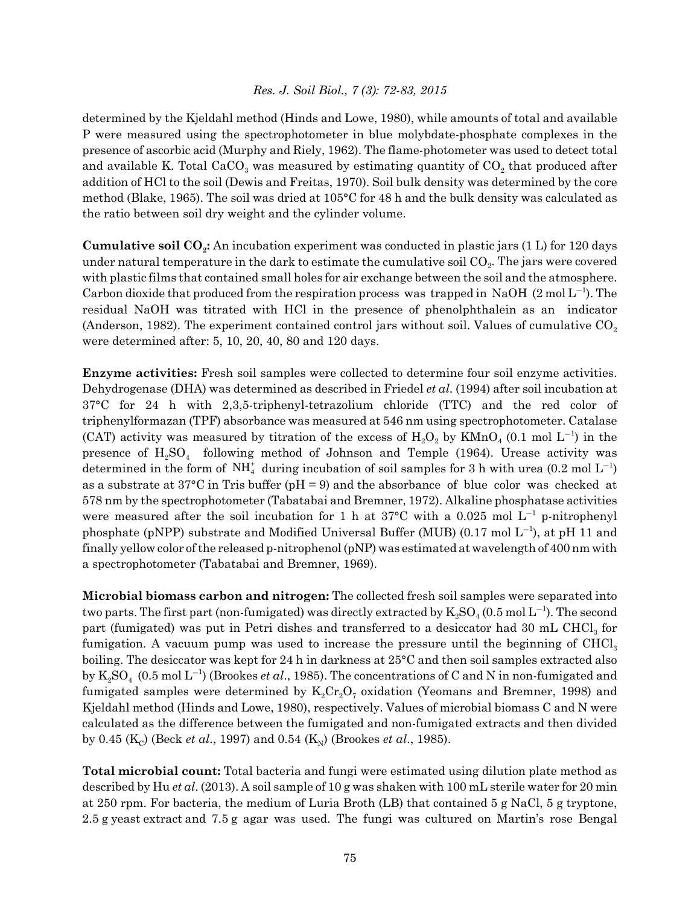determined by the Kjeldahl method (Hinds and Lowe, 1980), while amounts of total and available P were measured using the spectrophotometer in blue molybdate-phosphate complexes in the presence of ascorbic acid (Murphy and Riely, 1962). The flame-photometer was used to detect total and available K. Total $CaCO_3$ was measured by estimating quantity of $CO_2$ that produced after addition of HCl to the soil (Dewis and Freitas, 1970). Soil bulk density was determined by the core method (Blake, 1965). The soil was dried at 105°C for 48 h and the bulk density was calculated as the ratio between soil dry weight and the cylinder volume.

**Cumulative soil $CO_2$:** An incubation experiment was conducted in plastic jars (1 L) for 120 days under natural temperature in the dark to estimate the cumulative soil $CO_2$. The jars were covered with plastic films that contained small holes for air exchange between the soil and the atmosphere. Carbon dioxide that produced from the respiration process was trapped in NaOH (2 mol $L^{-1}$). The residual NaOH was titrated with HCl in the presence of phenolphthalein as an indicator (Anderson, 1982). The experiment contained control jars without soil. Values of cumulative $CO_2$ were determined after: 5, 10, 20, 40, 80 and 120 days.

**Enzyme activities:** Fresh soil samples were collected to determine four soil enzyme activities. Dehydrogenase (DHA) was determined as described in Friedel *et al*. (1994) after soil incubation at 37°C for 24 h with 2,3,5-triphenyl-tetrazolium chloride (TTC) and the red color of triphenylformazan (TPF) absorbance was measured at 546 nm using spectrophotometer. Catalase (CAT) activity was measured by titration of the excess of $H_2O_2$ by $KMnO_4$ (0.1 mol $L^{-1}$) in the presence of $H_2SO_4$ following method of Johnson and Temple (1964). Urease activity was determined in the form of $NH_4^+$ during incubation of soil samples for 3 h with urea (0.2 mol $L^{-1}$) as a substrate at 37°C in Tris buffer (pH = 9) and the absorbance of blue color was checked at 578 nm by the spectrophotometer (Tabatabai and Bremner, 1972). Alkaline phosphatase activities were measured after the soil incubation for 1 h at 37°C with a 0.025 mol $L^{-1}$ p-nitrophenyl phosphate (pNPP) substrate and Modified Universal Buffer (MUB) (0.17 mol $L^{-1}$), at pH 11 and finally yellow color of the released p-nitrophenol (pNP) was estimated at wavelength of 400 nm with a spectrophotometer (Tabatabai and Bremner, 1969).

**Microbial biomass carbon and nitrogen:** The collected fresh soil samples were separated into two parts. The first part (non-fumigated) was directly extracted by $K_2SO_4$ (0.5 mol $L^{-1}$). The second part (fumigated) was put in Petri dishes and transferred to a desiccator had 30 mL $CHCl_3$ for fumigation. A vacuum pump was used to increase the pressure until the beginning of $CHCl_3$ boiling. The desiccator was kept for 24 h in darkness at 25°C and then soil samples extracted also by $K_2SO_4$ (0.5 mol $L^{-1}$) (Brookes *et al*., 1985). The concentrations of C and N in non-fumigated and fumigated samples were determined by $K_2Cr_2O_7$ oxidation (Yeomans and Bremner, 1998) and Kjeldahl method (Hinds and Lowe, 1980), respectively. Values of microbial biomass C and N were calculated as the difference between the fumigated and non-fumigated extracts and then divided by 0.45 ($K_C$) (Beck *et al*., 1997) and 0.54 ($K_N$) (Brookes *et al*., 1985).

**Total microbial count:** Total bacteria and fungi were estimated using dilution plate method as described by Hu *et al*. (2013). A soil sample of 10 g was shaken with 100 mL sterile water for 20 min at 250 rpm. For bacteria, the medium of Luria Broth (LB) that contained 5 g NaCl, 5 g tryptone, 2.5 g yeast extract and 7.5 g agar was used. The fungi was cultured on Martin's rose Bengal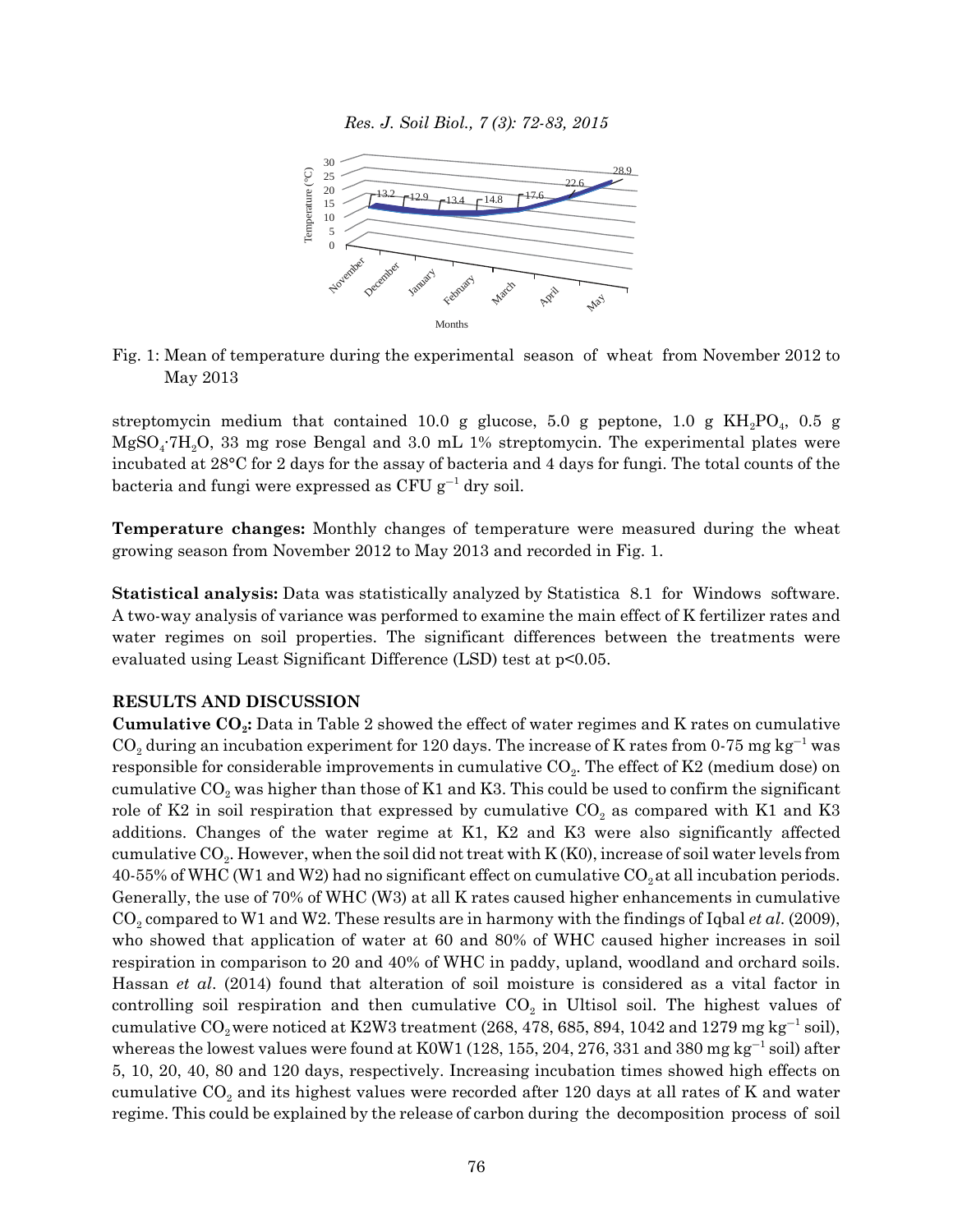Fig. 1: Mean of temperature during the experimental season of wheat from November 2012 to May 2013

streptomycin medium that contained 10.0 g glucose, 5.0 g peptone, 1.0 g $KH_2PO_4$, 0.5 g $MgSO_4 \cdot 7H_2O$, 33 mg rose Bengal and 3.0 mL 1% streptomycin. The experimental plates were incubated at 28°C for 2 days for the assay of bacteria and 4 days for fungi. The total counts of the bacteria and fungi were expressed as CFU $g^{-1}$ dry soil.

**Temperature changes:** Monthly changes of temperature were measured during the wheat growing season from November 2012 to May 2013 and recorded in Fig. 1.

**Statistical analysis:** Data was statistically analyzed by Statistica 8.1 for Windows software. A two-way analysis of variance was performed to examine the main effect of K fertilizer rates and water regimes on soil properties. The significant differences between the treatments were evaluated using Least Significant Difference (LSD) test at $p<0.05$.

## RESULTS AND DISCUSSION

**Cumulative $CO_2$:** Data in Table 2 showed the effect of water regimes and K rates on cumulative $CO_2$ during an incubation experiment for 120 days. The increase of K rates from 0-75 mg $kg^{-1}$ was responsible for considerable improvements in cumulative $CO_2$. The effect of K2 (medium dose) on cumulative $CO_2$ was higher than those of K1 and K3. This could be used to confirm the significant role of K2 in soil respiration that expressed by cumulative $CO_2$ as compared with K1 and K3 additions. Changes of the water regime at K1, K2 and K3 were also significantly affected cumulative $CO_2$. However, when the soil did not treat with K (K0), increase of soil water levels from 40-55% of WHC (W1 and W2) had no significant effect on cumulative $CO_2$ at all incubation periods. Generally, the use of 70% of WHC (W3) at all K rates caused higher enhancements in cumulative $CO_2$ compared to W1 and W2. These results are in harmony with the findings of Iqbal *et al*. (2009), who showed that application of water at 60 and 80% of WHC caused higher increases in soil respiration in comparison to 20 and 40% of WHC in paddy, upland, woodland and orchard soils. Hassan *et al*. (2014) found that alteration of soil moisture is considered as a vital factor in controlling soil respiration and then cumulative $CO_2$ in Ultisol soil. The highest values of cumulative $CO_2$ were noticed at K2W3 treatment (268, 478, 685, 894, 1042 and 1279 mg $kg^{-1}$ soil), whereas the lowest values were found at K0W1 (128, 155, 204, 276, 331 and 380 mg $kg^{-1}$ soil) after 5, 10, 20, 40, 80 and 120 days, respectively. Increasing incubation times showed high effects on cumulative $CO_2$ and its highest values were recorded after 120 days at all rates of K and water regime. This could be explained by the release of carbon during the decomposition process of soil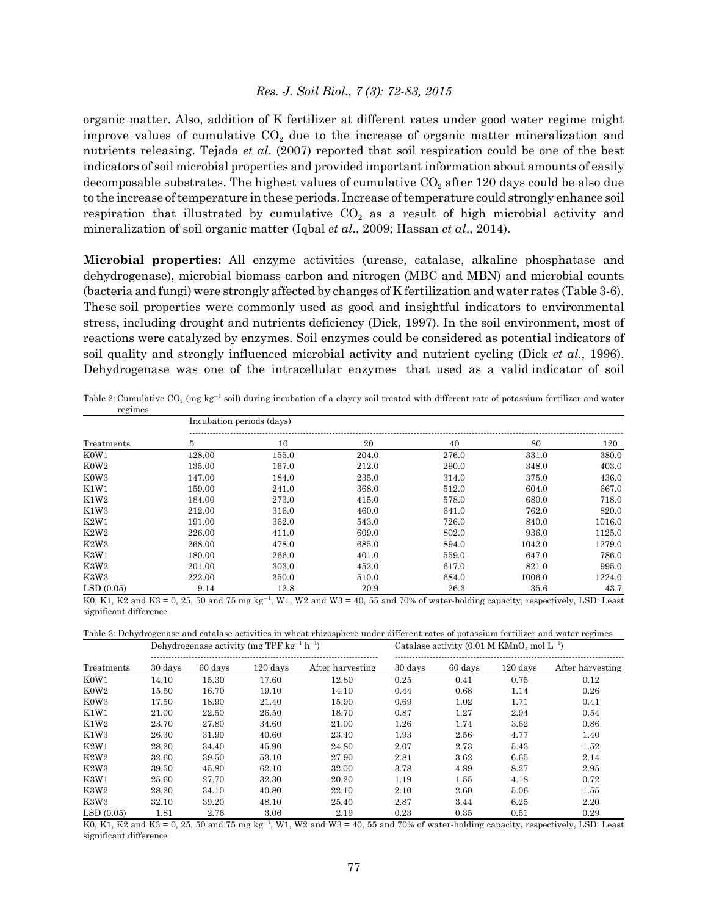organic matter. Also, addition of K fertilizer at different rates under good water regime might improve values of cumulative $CO_2$ due to the increase of organic matter mineralization and nutrients releasing. Tejada *et al*. (2007) reported that soil respiration could be one of the best indicators of soil microbial properties and provided important information about amounts of easily decomposable substrates. The highest values of cumulative $CO_2$ after 120 days could be also due to the increase of temperature in these periods. Increase of temperature could strongly enhance soil respiration that illustrated by cumulative $CO_2$ as a result of high microbial activity and mineralization of soil organic matter (Iqbal *et al*., 2009; Hassan *et al*., 2014).

**Microbial properties:** All enzyme activities (urease, catalase, alkaline phosphatase and dehydrogenase), microbial biomass carbon and nitrogen (MBC and MBN) and microbial counts (bacteria and fungi) were strongly affected by changes of K fertilization and water rates (Table 3-6). These soil properties were commonly used as good and insightful indicators to environmental stress, including drought and nutrients deficiency (Dick, 1997). In the soil environment, most of reactions were catalyzed by enzymes. Soil enzymes could be considered as potential indicators of soil quality and strongly influenced microbial activity and nutrient cycling (Dick *et al*., 1996). Dehydrogenase was one of the intracellular enzymes that used as a valid indicator of soil

Table 2: Cumulative $CO_2$ (mg $kg^{-1}$ soil) during incubation of a clayey soil treated with different rate of potassium fertilizer and water regimes

| | Incubation periods (days) | | | | | |
|---|---|---|---|---|---|---|
| Treatments | 5 | 10 | 20 | 40 | 80 | 120 |
| K0W1 | 128.00 | 155.0 | 204.0 | 276.0 | 331.0 | 380.0 |
| K0W2 | 135.00 | 167.0 | 212.0 | 290.0 | 348.0 | 403.0 |
| K0W3 | 147.00 | 184.0 | 235.0 | 314.0 | 375.0 | 436.0 |
| K1W1 | 159.00 | 241.0 | 368.0 | 512.0 | 604.0 | 667.0 |
| K1W2 | 184.00 | 273.0 | 415.0 | 578.0 | 680.0 | 718.0 |
| K1W3 | 212.00 | 316.0 | 460.0 | 641.0 | 762.0 | 820.0 |
| K2W1 | 191.00 | 362.0 | 543.0 | 726.0 | 840.0 | 1016.0 |
| K2W2 | 226.00 | 411.0 | 609.0 | 802.0 | 936.0 | 1125.0 |
| K2W3 | 268.00 | 478.0 | 685.0 | 894.0 | 1042.0 | 1279.0 |
| K3W1 | 180.00 | 266.0 | 401.0 | 559.0 | 647.0 | 786.0 |
| K3W2 | 201.00 | 303.0 | 452.0 | 617.0 | 821.0 | 995.0 |
| K3W3 | 222.00 | 350.0 | 510.0 | 684.0 | 1006.0 | 1224.0 |
| LSD (0.05) | 9.14 | 12.8 | 20.9 | 26.3 | 35.6 | 43.7 |

K0, K1, K2 and K3 = 0, 25, 50 and 75 mg $kg^{-1}$, W1, W2 and W3 = 40, 55 and 70% of water-holding capacity, respectively, LSD: Least significant difference

Table 3: Dehydrogenase and catalase activities in wheat rhizosphere under different rates of potassium fertilizer and water regimes

| | Dehydrogenase activity (mg TPF $kg^{-1}$ $h^{-1}$) | | | | Catalase activity (0.01 M $KMnO_4$ mol $L^{-1}$) | | | |
|---|---|---|---|---|---|---|---|---|
| Treatments | 30 days | 60 days | 120 days | After harvesting | 30 days | 60 days | 120 days | After harvesting |
| K0W1 | 14.10 | 15.30 | 17.60 | 12.80 | 0.25 | 0.41 | 0.75 | 0.12 |
| K0W2 | 15.50 | 16.70 | 19.10 | 14.10 | 0.44 | 0.68 | 1.14 | 0.26 |
| K0W3 | 17.50 | 18.90 | 21.40 | 15.90 | 0.69 | 1.02 | 1.71 | 0.41 |
| K1W1 | 21.00 | 22.50 | 26.50 | 18.70 | 0.87 | 1.27 | 2.94 | 0.54 |
| K1W2 | 23.70 | 27.80 | 34.60 | 21.00 | 1.26 | 1.74 | 3.62 | 0.86 |
| K1W3 | 26.30 | 31.90 | 40.60 | 23.40 | 1.93 | 2.56 | 4.77 | 1.40 |
| K2W1 | 28.20 | 34.40 | 45.90 | 24.80 | 2.07 | 2.73 | 5.43 | 1.52 |
| K2W2 | 32.60 | 39.50 | 53.10 | 27.90 | 2.81 | 3.62 | 6.65 | 2.14 |
| K2W3 | 39.50 | 45.80 | 62.10 | 32.00 | 3.78 | 4.89 | 8.27 | 2.95 |
| K3W1 | 25.60 | 27.70 | 32.30 | 20.20 | 1.19 | 1.55 | 4.18 | 0.72 |
| K3W2 | 28.20 | 34.10 | 40.80 | 22.10 | 2.10 | 2.60 | 5.06 | 1.55 |
| K3W3 | 32.10 | 39.20 | 48.10 | 25.40 | 2.87 | 3.44 | 6.25 | 2.20 |
| LSD (0.05) | 1.81 | 2.76 | 3.06 | 2.19 | 0.23 | 0.35 | 0.51 | 0.29 |

K0, K1, K2 and K3 = 0, 25, 50 and 75 mg $kg^{-1}$, W1, W2 and W3 = 40, 55 and 70% of water-holding capacity, respectively, LSD: Least significant difference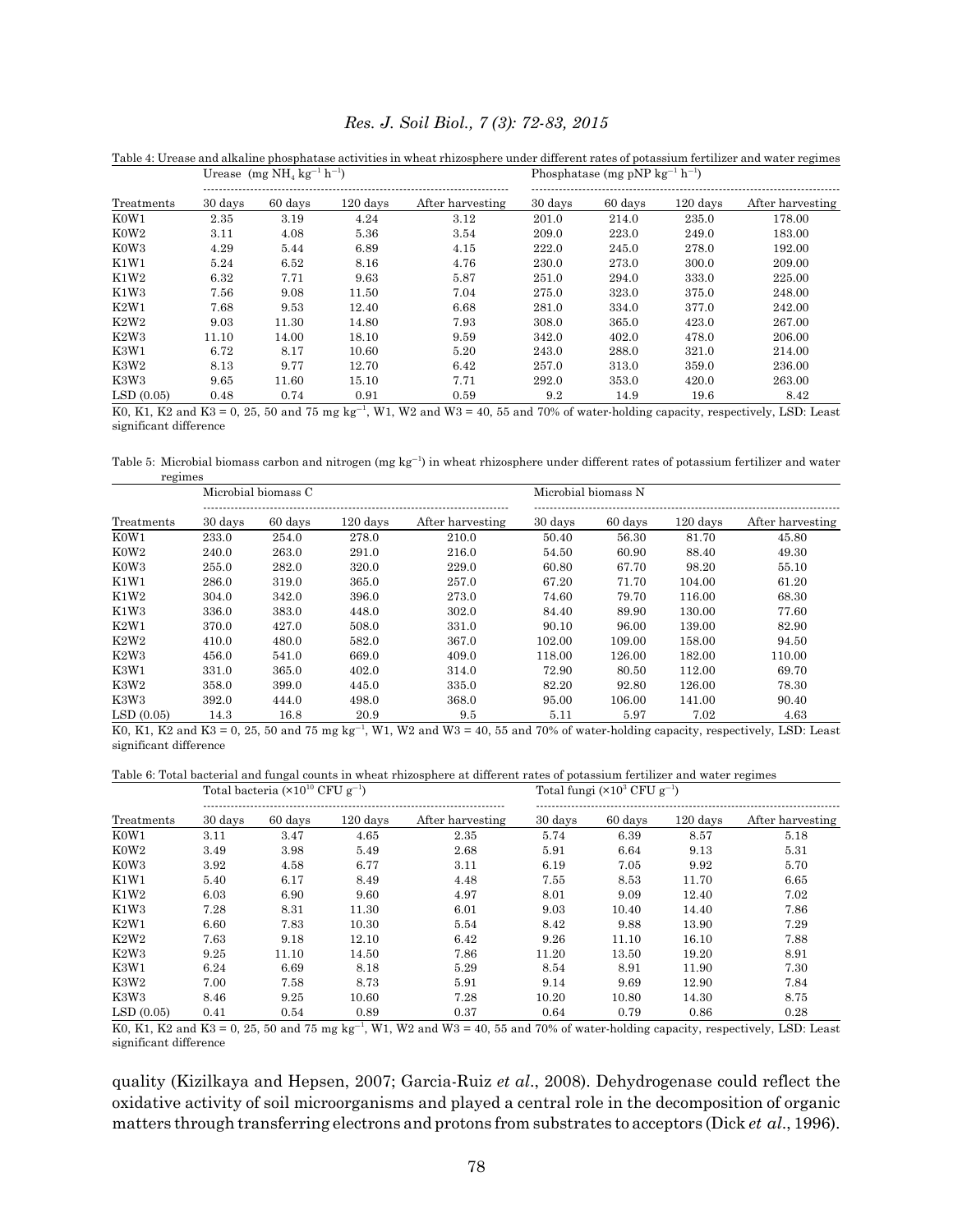Table 4: Urease and alkaline phosphatase activities in wheat rhizosphere under different rates of potassium fertilizer and water regimes

| | Urease (mg $NH_4$ $kg^{-1}$ $h^{-1}$) | | | | Phosphatase (mg pNP $kg^{-1}$ $h^{-1}$) | | | |
|---|---|---|---|---|---|---|---|---|
| Treatments | 30 days | 60 days | 120 days | After harvesting | 30 days | 60 days | 120 days | After harvesting |
| K0W1 | 2.35 | 3.19 | 4.24 | 3.12 | 201.0 | 214.0 | 235.0 | 178.00 |
| K0W2 | 3.11 | 4.08 | 5.36 | 3.54 | 209.0 | 223.0 | 249.0 | 183.00 |
| K0W3 | 4.29 | 5.44 | 6.89 | 4.15 | 222.0 | 245.0 | 278.0 | 192.00 |
| K1W1 | 5.24 | 6.52 | 8.16 | 4.76 | 230.0 | 273.0 | 300.0 | 209.00 |
| K1W2 | 6.32 | 7.71 | 9.63 | 5.87 | 251.0 | 294.0 | 333.0 | 225.00 |
| K1W3 | 7.56 | 9.08 | 11.50 | 7.04 | 275.0 | 323.0 | 375.0 | 248.00 |
| K2W1 | 7.68 | 9.53 | 12.40 | 6.68 | 281.0 | 334.0 | 377.0 | 242.00 |
| K2W2 | 9.03 | 11.30 | 14.80 | 7.93 | 308.0 | 365.0 | 423.0 | 267.00 |
| K2W3 | 11.10 | 14.00 | 18.10 | 9.59 | 342.0 | 402.0 | 478.0 | 206.00 |
| K3W1 | 6.72 | 8.17 | 10.60 | 5.20 | 243.0 | 288.0 | 321.0 | 214.00 |
| K3W2 | 8.13 | 9.77 | 12.70 | 6.42 | 257.0 | 313.0 | 359.0 | 236.00 |
| K3W3 | 9.65 | 11.60 | 15.10 | 7.71 | 292.0 | 353.0 | 420.0 | 263.00 |
| LSD (0.05) | 0.48 | 0.74 | 0.91 | 0.59 | 9.2 | 14.9 | 19.6 | 8.42 |

K0, K1, K2 and K3 = 0, 25, 50 and 75 mg $kg^{-1}$, W1, W2 and W3 = 40, 55 and 70% of water-holding capacity, respectively, LSD: Least significant difference

Table 5: Microbial biomass carbon and nitrogen (mg $kg^{-1}$) in wheat rhizosphere under different rates of potassium fertilizer and water regimes

| | Microbial biomass C | | | | Microbial biomass N | | | |
|---|---|---|---|---|---|---|---|---|
| Treatments | 30 days | 60 days | 120 days | After harvesting | 30 days | 60 days | 120 days | After harvesting |
| K0W1 | 233.0 | 254.0 | 278.0 | 210.0 | 50.40 | 56.30 | 81.70 | 45.80 |
| K0W2 | 240.0 | 263.0 | 291.0 | 216.0 | 54.50 | 60.90 | 88.40 | 49.30 |
| K0W3 | 255.0 | 282.0 | 320.0 | 229.0 | 60.80 | 67.70 | 98.20 | 55.10 |
| K1W1 | 286.0 | 319.0 | 365.0 | 257.0 | 67.20 | 71.70 | 104.00 | 61.20 |
| K1W2 | 304.0 | 342.0 | 396.0 | 273.0 | 74.60 | 79.70 | 116.00 | 68.30 |
| K1W3 | 336.0 | 383.0 | 448.0 | 302.0 | 84.40 | 89.90 | 130.00 | 77.60 |
| K2W1 | 370.0 | 427.0 | 508.0 | 331.0 | 90.10 | 96.00 | 139.00 | 82.90 |
| K2W2 | 410.0 | 480.0 | 582.0 | 367.0 | 102.00 | 109.00 | 158.00 | 94.50 |
| K2W3 | 456.0 | 541.0 | 669.0 | 409.0 | 118.00 | 126.00 | 182.00 | 110.00 |
| K3W1 | 331.0 | 365.0 | 402.0 | 314.0 | 72.90 | 80.50 | 112.00 | 69.70 |
| K3W2 | 358.0 | 399.0 | 445.0 | 335.0 | 82.20 | 92.80 | 126.00 | 78.30 |
| K3W3 | 392.0 | 444.0 | 498.0 | 368.0 | 95.00 | 106.00 | 141.00 | 90.40 |
| LSD (0.05) | 14.3 | 16.8 | 20.9 | 9.5 | 5.11 | 5.97 | 7.02 | 4.63 |

K0, K1, K2 and K3 = 0, 25, 50 and 75 mg $kg^{-1}$, W1, W2 and W3 = 40, 55 and 70% of water-holding capacity, respectively, LSD: Least significant difference

Table 6: Total bacterial and fungal counts in wheat rhizosphere at different rates of potassium fertilizer and water regimes

| | Total bacteria ($\times 10^{10}$ CFU $g^{-1}$) | | | | Total fungi ($\times 10^{3}$ CFU $g^{-1}$) | | | |
|---|---|---|---|---|---|---|---|---|
| Treatments | 30 days | 60 days | 120 days | After harvesting | 30 days | 60 days | 120 days | After harvesting |
| K0W1 | 3.11 | 3.47 | 4.65 | 2.35 | 5.74 | 6.39 | 8.57 | 5.18 |
| K0W2 | 3.49 | 3.98 | 5.49 | 2.68 | 5.91 | 6.64 | 9.13 | 5.31 |
| K0W3 | 3.92 | 4.58 | 6.77 | 3.11 | 6.19 | 7.05 | 9.92 | 5.70 |
| K1W1 | 5.40 | 6.17 | 8.49 | 4.48 | 7.55 | 8.53 | 11.70 | 6.65 |
| K1W2 | 6.03 | 6.90 | 9.60 | 4.97 | 8.01 | 9.09 | 12.40 | 7.02 |
| K1W3 | 7.28 | 8.31 | 11.30 | 6.01 | 9.03 | 10.40 | 14.40 | 7.86 |
| K2W1 | 6.60 | 7.83 | 10.30 | 5.54 | 8.42 | 9.88 | 13.90 | 7.29 |
| K2W2 | 7.63 | 9.18 | 12.10 | 6.42 | 9.26 | 11.10 | 16.10 | 7.88 |
| K2W3 | 9.25 | 11.10 | 14.50 | 7.86 | 11.20 | 13.50 | 19.20 | 8.91 |
| K3W1 | 6.24 | 6.69 | 8.18 | 5.29 | 8.54 | 8.91 | 11.90 | 7.30 |
| K3W2 | 7.00 | 7.58 | 8.73 | 5.91 | 9.14 | 9.69 | 12.90 | 7.84 |
| K3W3 | 8.46 | 9.25 | 10.60 | 7.28 | 10.20 | 10.80 | 14.30 | 8.75 |
| LSD (0.05) | 0.41 | 0.54 | 0.89 | 0.37 | 0.64 | 0.79 | 0.86 | 0.28 |

K0, K1, K2 and K3 = 0, 25, 50 and 75 mg $kg^{-1}$, W1, W2 and W3 = 40, 55 and 70% of water-holding capacity, respectively, LSD: Least significant difference

quality (Kizilkaya and Hepsen, 2007; Garcia-Ruiz *et al*., 2008). Dehydrogenase could reflect the oxidative activity of soil microorganisms and played a central role in the decomposition of organic matters through transferring electrons and protons from substrates to acceptors (Dick *et al*., 1996).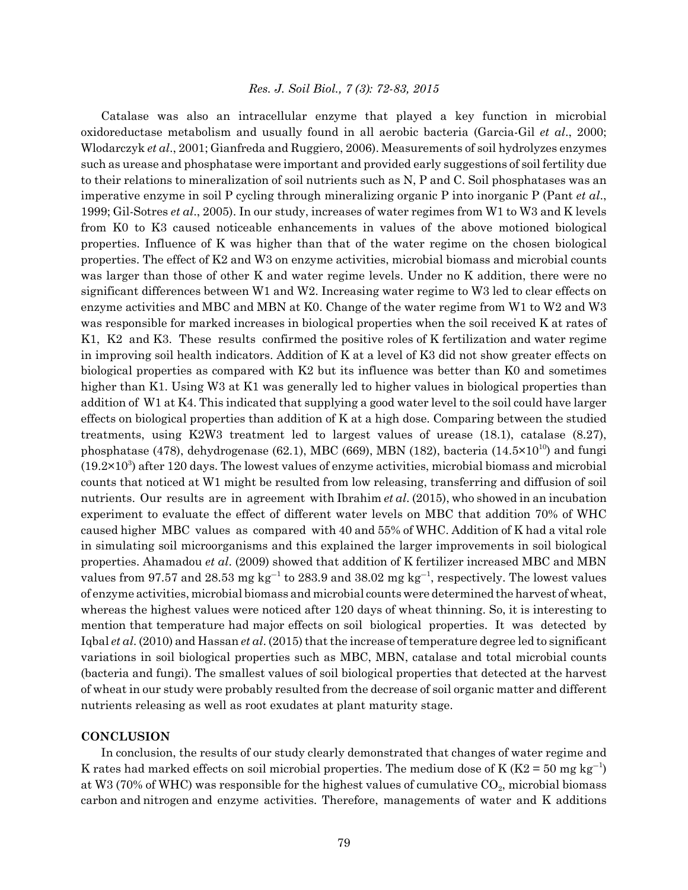Catalase was also an intracellular enzyme that played a key function in microbial oxidoreductase metabolism and usually found in all aerobic bacteria (Garcia-Gil *et al*., 2000; Wlodarczyk *et al*., 2001; Gianfreda and Ruggiero, 2006). Measurements of soil hydrolyzes enzymes such as urease and phosphatase were important and provided early suggestions of soil fertility due to their relations to mineralization of soil nutrients such as N, P and C. Soil phosphatases was an imperative enzyme in soil P cycling through mineralizing organic P into inorganic P (Pant *et al*., 1999; Gil-Sotres *et al*., 2005). In our study, increases of water regimes from W1 to W3 and K levels from K0 to K3 caused noticeable enhancements in values of the above motioned biological properties. Influence of K was higher than that of the water regime on the chosen biological properties. The effect of K2 and W3 on enzyme activities, microbial biomass and microbial counts was larger than those of other K and water regime levels. Under no K addition, there were no significant differences between W1 and W2. Increasing water regime to W3 led to clear effects on enzyme activities and MBC and MBN at K0. Change of the water regime from W1 to W2 and W3 was responsible for marked increases in biological properties when the soil received K at rates of K1, K2 and K3. These results confirmed the positive roles of K fertilization and water regime in improving soil health indicators. Addition of K at a level of K3 did not show greater effects on biological properties as compared with K2 but its influence was better than K0 and sometimes higher than K1. Using W3 at K1 was generally led to higher values in biological properties than addition of W1 at K4. This indicated that supplying a good water level to the soil could have larger effects on biological properties than addition of K at a high dose. Comparing between the studied treatments, using K2W3 treatment led to largest values of urease (18.1), catalase (8.27), phosphatase (478), dehydrogenase (62.1), MBC (669), MBN (182), bacteria ($14.5\times10^{10}$) and fungi ($19.2\times10^{3}$) after 120 days. The lowest values of enzyme activities, microbial biomass and microbial counts that noticed at W1 might be resulted from low releasing, transferring and diffusion of soil nutrients. Our results are in agreement with Ibrahim *et al*. (2015), who showed in an incubation experiment to evaluate the effect of different water levels on MBC that addition 70% of WHC caused higher MBC values as compared with 40 and 55% of WHC. Addition of K had a vital role in simulating soil microorganisms and this explained the larger improvements in soil biological properties. Ahamadou *et al*. (2009) showed that addition of K fertilizer increased MBC and MBN values from 97.57 and 28.53 mg kg$^{-1}$ to 283.9 and 38.02 mg kg$^{-1}$, respectively. The lowest values of enzyme activities, microbial biomass and microbial counts were determined the harvest of wheat, whereas the highest values were noticed after 120 days of wheat thinning. So, it is interesting to mention that temperature had major effects on soil biological properties. It was detected by Iqbal *et al*. (2010) and Hassan *et al*. (2015) that the increase of temperature degree led to significant variations in soil biological properties such as MBC, MBN, catalase and total microbial counts (bacteria and fungi). The smallest values of soil biological properties that detected at the harvest of wheat in our study were probably resulted from the decrease of soil organic matter and different nutrients releasing as well as root exudates at plant maturity stage.

## CONCLUSION

In conclusion, the results of our study clearly demonstrated that changes of water regime and K rates had marked effects on soil microbial properties. The medium dose of K (K2 = 50 mg kg$^{-1}$) at W3 (70% of WHC) was responsible for the highest values of cumulative $CO_2$, microbial biomass carbon and nitrogen and enzyme activities. Therefore, managements of water and K additions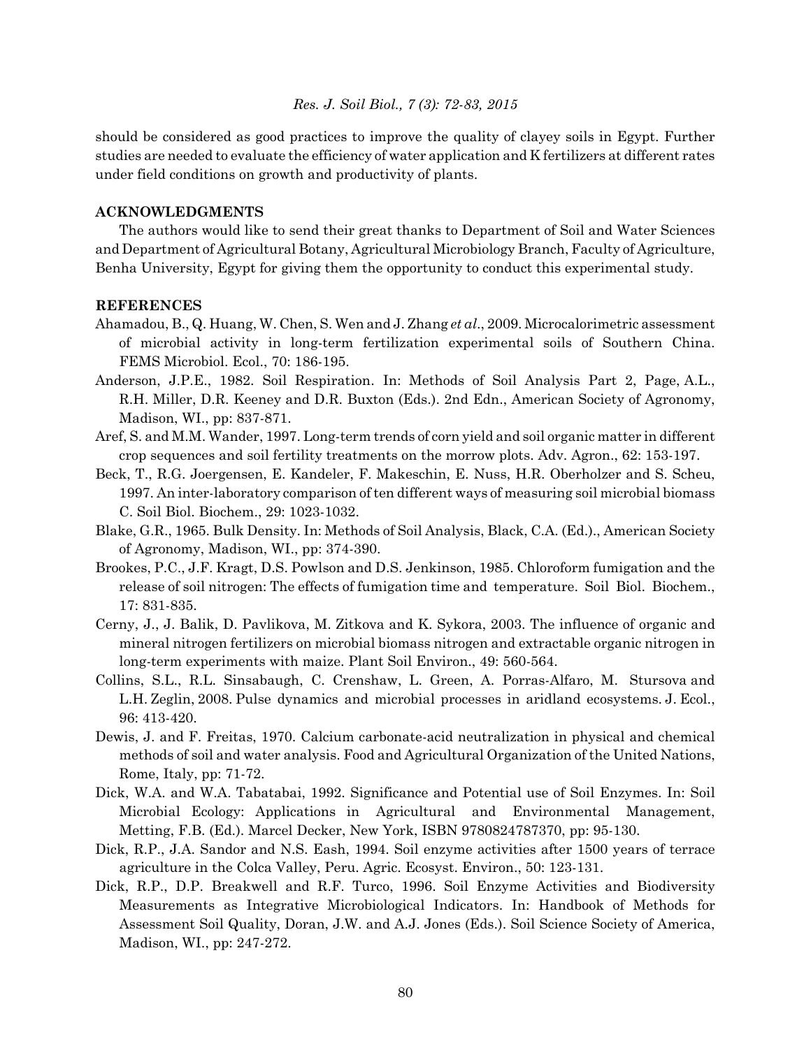should be considered as good practices to improve the quality of clayey soils in Egypt. Further studies are needed to evaluate the efficiency of water application and K fertilizers at different rates under field conditions on growth and productivity of plants.

## ACKNOWLEDGMENTS

The authors would like to send their great thanks to Department of Soil and Water Sciences and Department of Agricultural Botany, Agricultural Microbiology Branch, Faculty of Agriculture, Benha University, Egypt for giving them the opportunity to conduct this experimental study.

## REFERENCES

Ahamadou, B., Q. Huang, W. Chen, S. Wen and J. Zhang *et al*., 2009. Microcalorimetric assessment of microbial activity in long-term fertilization experimental soils of Southern China. FEMS Microbiol. Ecol., 70: 186-195.

Anderson, J.P.E., 1982. Soil Respiration. In: Methods of Soil Analysis Part 2, Page, A.L., R.H. Miller, D.R. Keeney and D.R. Buxton (Eds.). 2nd Edn., American Society of Agronomy, Madison, WI., pp: 837-871.

Aref, S. and M.M. Wander, 1997. Long-term trends of corn yield and soil organic matter in different crop sequences and soil fertility treatments on the morrow plots. Adv. Agron., 62: 153-197.

Beck, T., R.G. Joergensen, E. Kandeler, F. Makeschin, E. Nuss, H.R. Oberholzer and S. Scheu, 1997. An inter-laboratory comparison of ten different ways of measuring soil microbial biomass C. Soil Biol. Biochem., 29: 1023-1032.

Blake, G.R., 1965. Bulk Density. In: Methods of Soil Analysis, Black, C.A. (Ed.), American Society of Agronomy, Madison, WI., pp: 374-390.

Brookes, P.C., J.F. Kragt, D.S. Powlson and D.S. Jenkinson, 1985. Chloroform fumigation and the release of soil nitrogen: The effects of fumigation time and temperature. Soil Biol. Biochem., 17: 831-835.

Cerny, J., J. Balik, D. Pavlikova, M. Zitkova and K. Sykora, 2003. The influence of organic and mineral nitrogen fertilizers on microbial biomass nitrogen and extractable organic nitrogen in long-term experiments with maize. Plant Soil Environ., 49: 560-564.

Collins, S.L., R.L. Sinsabaugh, C. Crenshaw, L. Green, A. Porras-Alfaro, M. Stursova and L.H. Zeglin, 2008. Pulse dynamics and microbial processes in aridland ecosystems. J. Ecol., 96: 413-420.

Dewis, J. and F. Freitas, 1970. Calcium carbonate-acid neutralization in physical and chemical methods of soil and water analysis. Food and Agricultural Organization of the United Nations, Rome, Italy, pp: 71-72.

Dick, W.A. and W.A. Tabatabai, 1992. Significance and Potential use of Soil Enzymes. In: Soil Microbial Ecology: Applications in Agricultural and Environmental Management, Metting, F.B. (Ed.). Marcel Decker, New York, ISBN 9780824787370, pp: 95-130.

Dick, R.P., J.A. Sandor and N.S. Eash, 1994. Soil enzyme activities after 1500 years of terrace agriculture in the Colca Valley, Peru. Agric. Ecosyst. Environ., 50: 123-131.

Dick, R.P., D.P. Breakwell and R.F. Turco, 1996. Soil Enzyme Activities and Biodiversity Measurements as Integrative Microbiological Indicators. In: Handbook of Methods for Assessment Soil Quality, Doran, J.W. and A.J. Jones (Eds.). Soil Science Society of America, Madison, WI., pp: 247-272.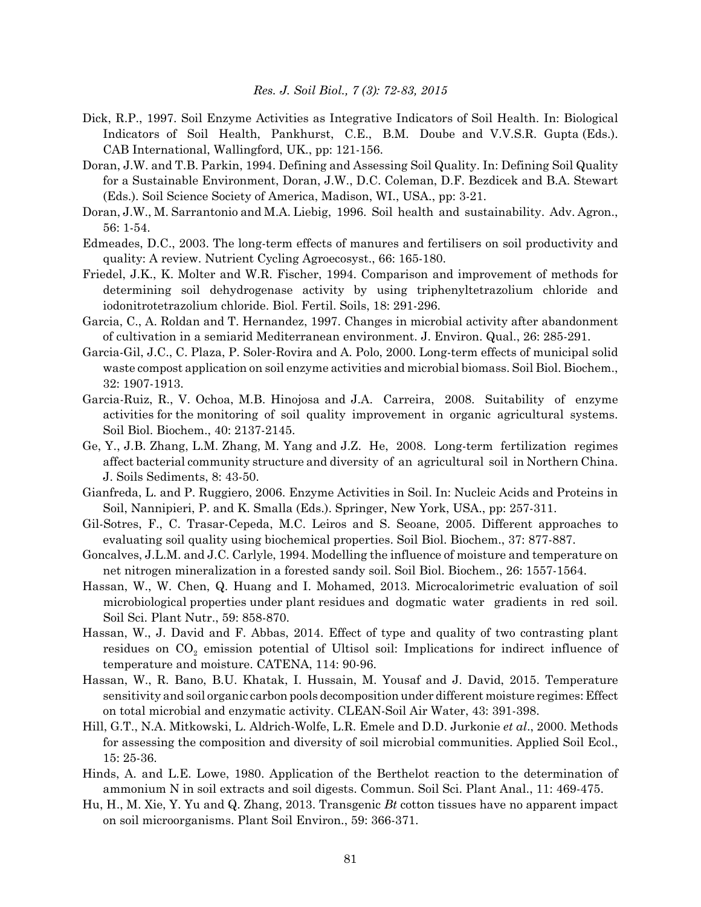Dick, R.P., 1997. Soil Enzyme Activities as Integrative Indicators of Soil Health. In: Biological Indicators of Soil Health, Pankhurst, C.E., B.M. Doube and V.V.S.R. Gupta (Eds.). CAB International, Wallingford, UK., pp: 121-156.

Doran, J.W. and T.B. Parkin, 1994. Defining and Assessing Soil Quality. In: Defining Soil Quality for a Sustainable Environment, Doran, J.W., D.C. Coleman, D.F. Bezdicek and B.A. Stewart (Eds.). Soil Science Society of America, Madison, WI., USA., pp: 3-21.

Doran, J.W., M. Sarrantonio and M.A. Liebig, 1996. Soil health and sustainability. Adv. Agron., 56: 1-54.

Edmeades, D.C., 2003. The long-term effects of manures and fertilisers on soil productivity and quality: A review. Nutrient Cycling Agroecosyst., 66: 165-180.

Friedel, J.K., K. Molter and W.R. Fischer, 1994. Comparison and improvement of methods for determining soil dehydrogenase activity by using triphenyltetrazolium chloride and iodonitrotetrazolium chloride. Biol. Fertil. Soils, 18: 291-296.

Garcia, C., A. Roldan and T. Hernandez, 1997. Changes in microbial activity after abandonment of cultivation in a semiarid Mediterranean environment. J. Environ. Qual., 26: 285-291.

Garcia-Gil, J.C., C. Plaza, P. Soler-Rovira and A. Polo, 2000. Long-term effects of municipal solid waste compost application on soil enzyme activities and microbial biomass. Soil Biol. Biochem., 32: 1907-1913.

Garcia-Ruiz, R., V. Ochoa, M.B. Hinojosa and J.A. Carreira, 2008. Suitability of enzyme activities for the monitoring of soil quality improvement in organic agricultural systems. Soil Biol. Biochem., 40: 2137-2145.

Ge, Y., J.B. Zhang, L.M. Zhang, M. Yang and J.Z. He, 2008. Long-term fertilization regimes affect bacterial community structure and diversity of an agricultural soil in Northern China. J. Soils Sediments, 8: 43-50.

Gianfreda, L. and P. Ruggiero, 2006. Enzyme Activities in Soil. In: Nucleic Acids and Proteins in Soil, Nannipieri, P. and K. Smalla (Eds.). Springer, New York, USA., pp: 257-311.

Gil-Sotres, F., C. Trasar-Cepeda, M.C. Leiros and S. Seoane, 2005. Different approaches to evaluating soil quality using biochemical properties. Soil Biol. Biochem., 37: 877-887.

Goncalves, J.L.M. and J.C. Carlyle, 1994. Modelling the influence of moisture and temperature on net nitrogen mineralization in a forested sandy soil. Soil Biol. Biochem., 26: 1557-1564.

Hassan, W., W. Chen, Q. Huang and I. Mohamed, 2013. Microcalorimetric evaluation of soil microbiological properties under plant residues and dogmatic water gradients in red soil. Soil Sci. Plant Nutr., 59: 858-870.

Hassan, W., J. David and F. Abbas, 2014. Effect of type and quality of two contrasting plant residues on $CO_2$ emission potential of Ultisol soil: Implications for indirect influence of temperature and moisture. CATENA, 114: 90-96.

Hassan, W., R. Bano, B.U. Khatak, I. Hussain, M. Yousaf and J. David, 2015. Temperature sensitivity and soil organic carbon pools decomposition under different moisture regimes: Effect on total microbial and enzymatic activity. CLEAN-Soil Air Water, 43: 391-398.

Hill, G.T., N.A. Mitkowski, L. Aldrich-Wolfe, L.R. Emele and D.D. Jurkonie *et al*., 2000. Methods for assessing the composition and diversity of soil microbial communities. Applied Soil Ecol., 15: 25-36.

Hinds, A. and L.E. Lowe, 1980. Application of the Berthelot reaction to the determination of ammonium N in soil extracts and soil digests. Commun. Soil Sci. Plant Anal., 11: 469-475.

Hu, H., M. Xie, Y. Yu and Q. Zhang, 2013. Transgenic *Bt* cotton tissues have no apparent impact on soil microorganisms. Plant Soil Environ., 59: 366-371.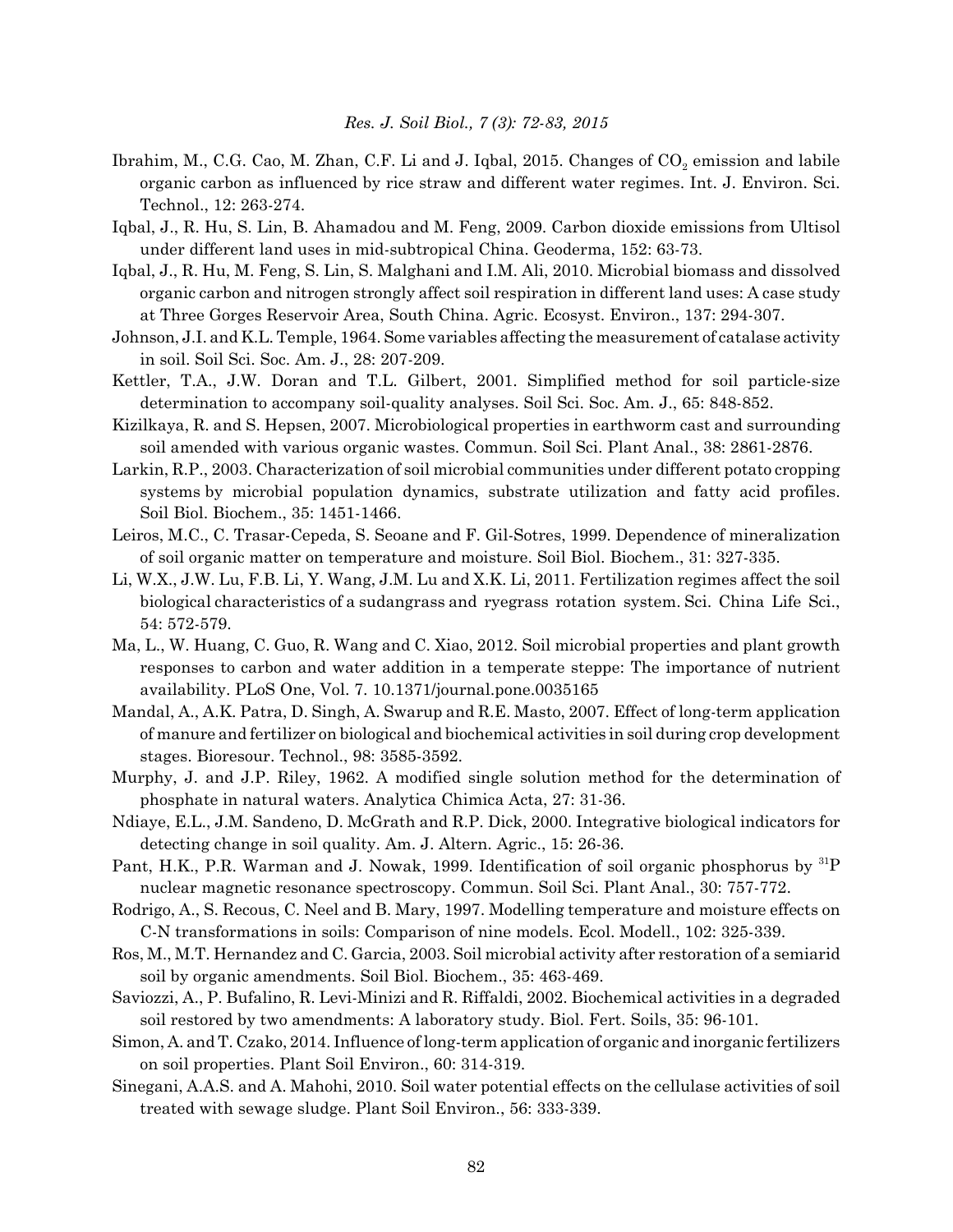Ibrahim, M., C.G. Cao, M. Zhan, C.F. Li and J. Iqbal, 2015. Changes of $CO_2$ emission and labile organic carbon as influenced by rice straw and different water regimes. Int. J. Environ. Sci. Technol., 12: 263-274.

Iqbal, J., R. Hu, S. Lin, B. Ahamadou and M. Feng, 2009. Carbon dioxide emissions from Ultisol under different land uses in mid-subtropical China. Geoderma, 152: 63-73.

Iqbal, J., R. Hu, M. Feng, S. Lin, S. Malghani and I.M. Ali, 2010. Microbial biomass and dissolved organic carbon and nitrogen strongly affect soil respiration in different land uses: A case study at Three Gorges Reservoir Area, South China. Agric. Ecosyst. Environ., 137: 294-307.

Johnson, J.I. and K.L. Temple, 1964. Some variables affecting the measurement of catalase activity in soil. Soil Sci. Soc. Am. J., 28: 207-209.

Kettler, T.A., J.W. Doran and T.L. Gilbert, 2001. Simplified method for soil particle-size determination to accompany soil-quality analyses. Soil Sci. Soc. Am. J., 65: 848-852.

Kizilkaya, R. and S. Hepsen, 2007. Microbiological properties in earthworm cast and surrounding soil amended with various organic wastes. Commun. Soil Sci. Plant Anal., 38: 2861-2876.

Larkin, R.P., 2003. Characterization of soil microbial communities under different potato cropping systems by microbial population dynamics, substrate utilization and fatty acid profiles. Soil Biol. Biochem., 35: 1451-1466.

Leiros, M.C., C. Trasar-Cepeda, S. Seoane and F. Gil-Sotres, 1999. Dependence of mineralization of soil organic matter on temperature and moisture. Soil Biol. Biochem., 31: 327-335.

Li, W.X., J.W. Lu, F.B. Li, Y. Wang, J.M. Lu and X.K. Li, 2011. Fertilization regimes affect the soil biological characteristics of a sudangrass and ryegrass rotation system. Sci. China Life Sci., 54: 572-579.

Ma, L., W. Huang, C. Guo, R. Wang and C. Xiao, 2012. Soil microbial properties and plant growth responses to carbon and water addition in a temperate steppe: The importance of nutrient availability. PLoS One, Vol. 7. 10.1371/journal.pone.0035165

Mandal, A., A.K. Patra, D. Singh, A. Swarup and R.E. Masto, 2007. Effect of long-term application of manure and fertilizer on biological and biochemical activities in soil during crop development stages. Bioresour. Technol., 98: 3585-3592.

Murphy, J. and J.P. Riley, 1962. A modified single solution method for the determination of phosphate in natural waters. Analytica Chimica Acta, 27: 31-36.

Ndiaye, E.L., J.M. Sandeno, D. McGrath and R.P. Dick, 2000. Integrative biological indicators for detecting change in soil quality. Am. J. Altern. Agric., 15: 26-36.

Pant, H.K., P.R. Warman and J. Nowak, 1999. Identification of soil organic phosphorus by $^{31}P$ nuclear magnetic resonance spectroscopy. Commun. Soil Sci. Plant Anal., 30: 757-772.

Rodrigo, A., S. Recous, C. Neel and B. Mary, 1997. Modelling temperature and moisture effects on C-N transformations in soils: Comparison of nine models. Ecol. Modell., 102: 325-339.

Ros, M., M.T. Hernandez and C. Garcia, 2003. Soil microbial activity after restoration of a semiarid soil by organic amendments. Soil Biol. Biochem., 35: 463-469.

Saviozzi, A., P. Bufalino, R. Levi-Minizi and R. Riffaldi, 2002. Biochemical activities in a degraded soil restored by two amendments: A laboratory study. Biol. Fert. Soils, 35: 96-101.

Simon, A. and T. Czako, 2014. Influence of long-term application of organic and inorganic fertilizers on soil properties. Plant Soil Environ., 60: 314-319.

Sinegani, A.A.S. and A. Mahohi, 2010. Soil water potential effects on the cellulase activities of soil treated with sewage sludge. Plant Soil Environ., 56: 333-339.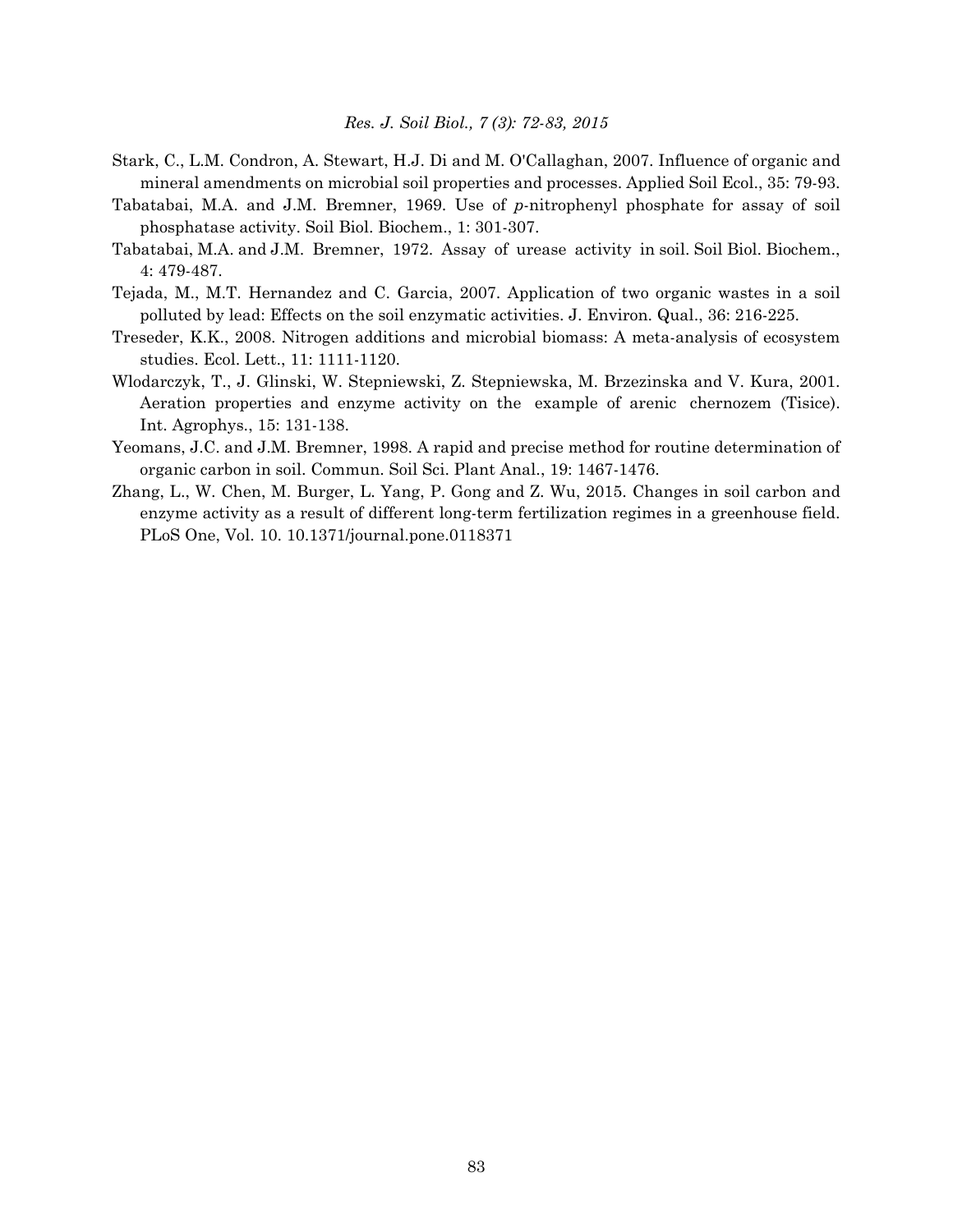Stark, C., L.M. Condron, A. Stewart, H.J. Di and M. O'Callaghan, 2007. Influence of organic and mineral amendments on microbial soil properties and processes. Applied Soil Ecol., 35: 79-93.

Tabatabai, M.A. and J.M. Bremner, 1969. Use of *p*-nitrophenyl phosphate for assay of soil phosphatase activity. Soil Biol. Biochem., 1: 301-307.

Tabatabai, M.A. and J.M. Bremner, 1972. Assay of urease activity in soil. Soil Biol. Biochem., 4: 479-487.

Tejada, M., M.T. Hernandez and C. Garcia, 2007. Application of two organic wastes in a soil polluted by lead: Effects on the soil enzymatic activities. J. Environ. Qual., 36: 216-225.

Treseder, K.K., 2008. Nitrogen additions and microbial biomass: A meta-analysis of ecosystem studies. Ecol. Lett., 11: 1111-1120.

Wlodarczyk, T., J. Glinski, W. Stepniewski, Z. Stepniewska, M. Brzezinska and V. Kura, 2001. Aeration properties and enzyme activity on the example of arenic chernozem (Tisice). Int. Agrophys., 15: 131-138.

Yeomans, J.C. and J.M. Bremner, 1998. A rapid and precise method for routine determination of organic carbon in soil. Commun. Soil Sci. Plant Anal., 19: 1467-1476.

Zhang, L., W. Chen, M. Burger, L. Yang, P. Gong and Z. Wu, 2015. Changes in soil carbon and enzyme activity as a result of different long-term fertilization regimes in a greenhouse field. PLoS One, Vol. 10. 10.1371/journal.pone.0118371